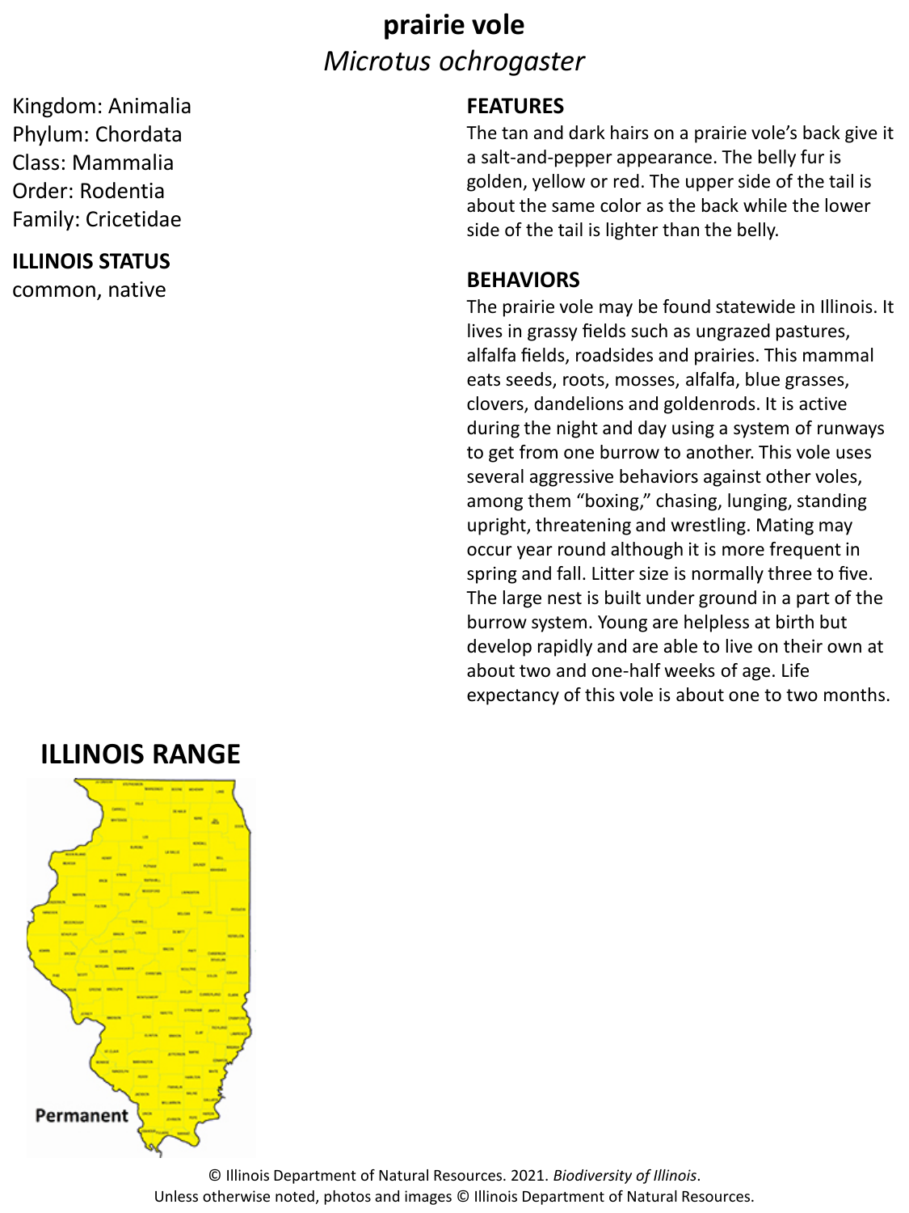# prairie vole

## *Microtus ochrogaster*

Kingdom: Animalia
Phylum: Chordata
Class: Mammalia
Order: Rodentia
Family: Cricetidae

**ILLINOIS STATUS**

common, native

**FEATURES**

The tan and dark hairs on a prairie vole's back give it a salt-and-pepper appearance. The belly fur is golden, yellow or red. The upper side of the tail is about the same color as the back while the lower side of the tail is lighter than the belly.

**BEHAVIORS**

The prairie vole may be found statewide in Illinois. It lives in grassy fields such as ungrazed pastures, alfalfa fields, roadsides and prairies. This mammal eats seeds, roots, mosses, alfalfa, blue grasses, clovers, dandelions and goldenrods. It is active during the night and day using a system of runways to get from one burrow to another. This vole uses several aggressive behaviors against other voles, among them "boxing," chasing, lunging, standing upright, threatening and wrestling. Mating may occur year round although it is more frequent in spring and fall. Litter size is normally three to five. The large nest is built under ground in a part of the burrow system. Young are helpless at birth but develop rapidly and are able to live on their own at about two and one-half weeks of age. Life expectancy of this vole is about one to two months.

**ILLINOIS RANGE**

Permanent

© Illinois Department of Natural Resources. 2021. *Biodiversity of Illinois*.
Unless otherwise noted, photos and images © Illinois Department of Natural Resources.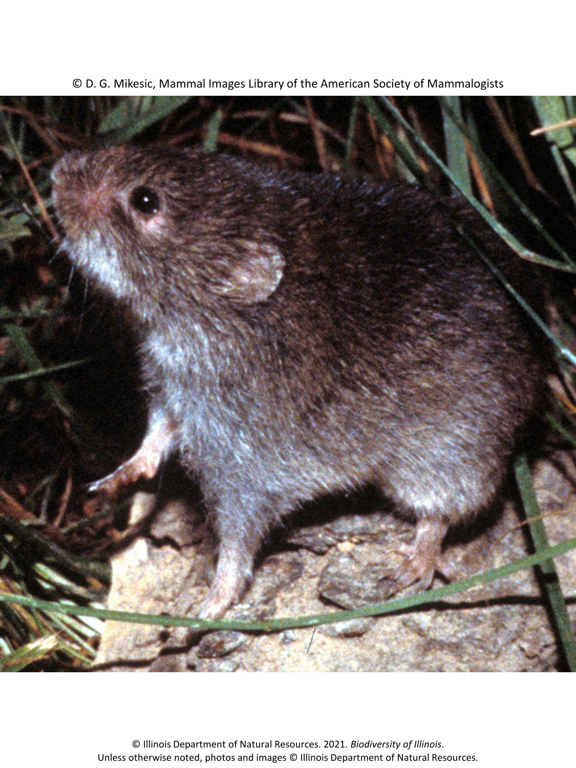© D. G. Mikesic, Mammal Images Library of the American Society of Mammalogists

© Illinois Department of Natural Resources. 2021. *Biodiversity of Illinois*.
Unless otherwise noted, photos and images © Illinois Department of Natural Resources.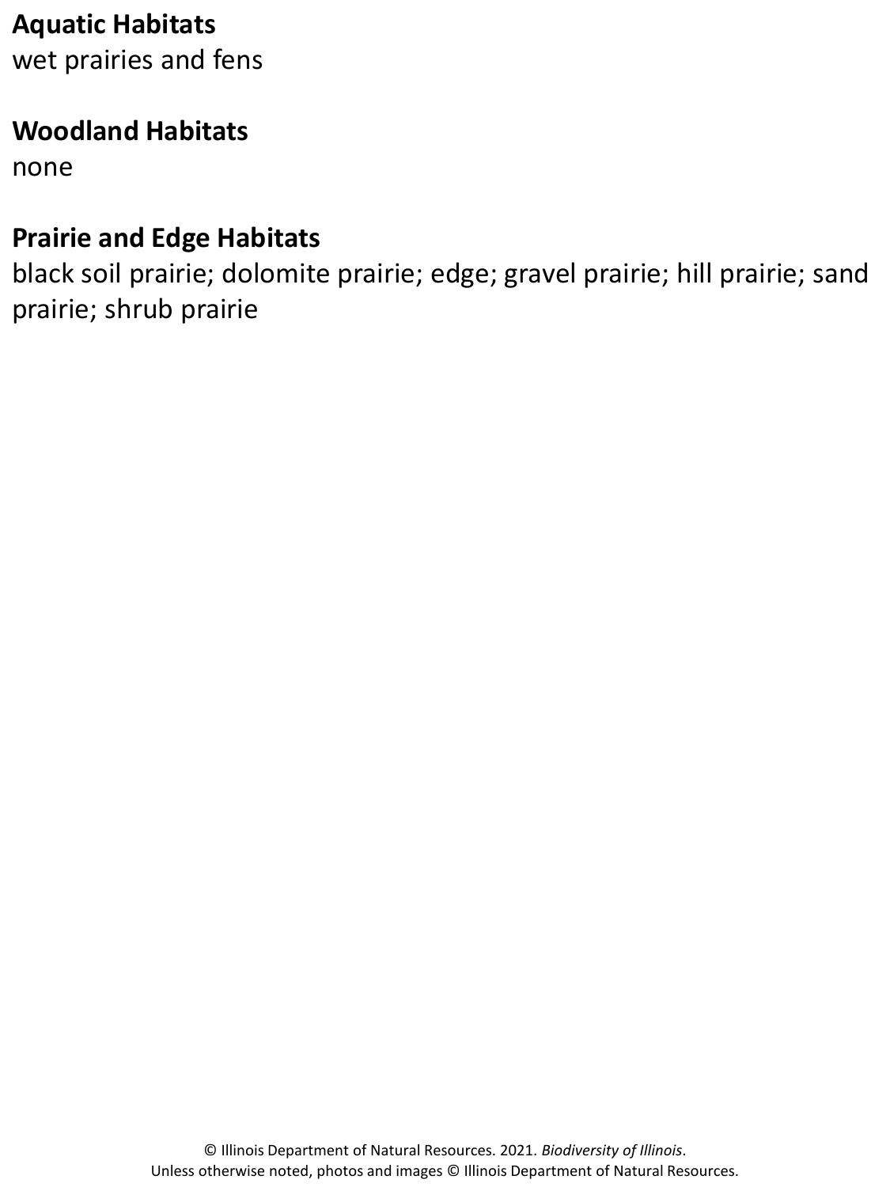**Aquatic Habitats**
wet prairies and fens

**Woodland Habitats**
none

**Prairie and Edge Habitats**
black soil prairie; dolomite prairie; edge; gravel prairie; hill prairie; sand prairie; shrub prairie

© Illinois Department of Natural Resources. 2021. *Biodiversity of Illinois*.
Unless otherwise noted, photos and images © Illinois Department of Natural Resources.